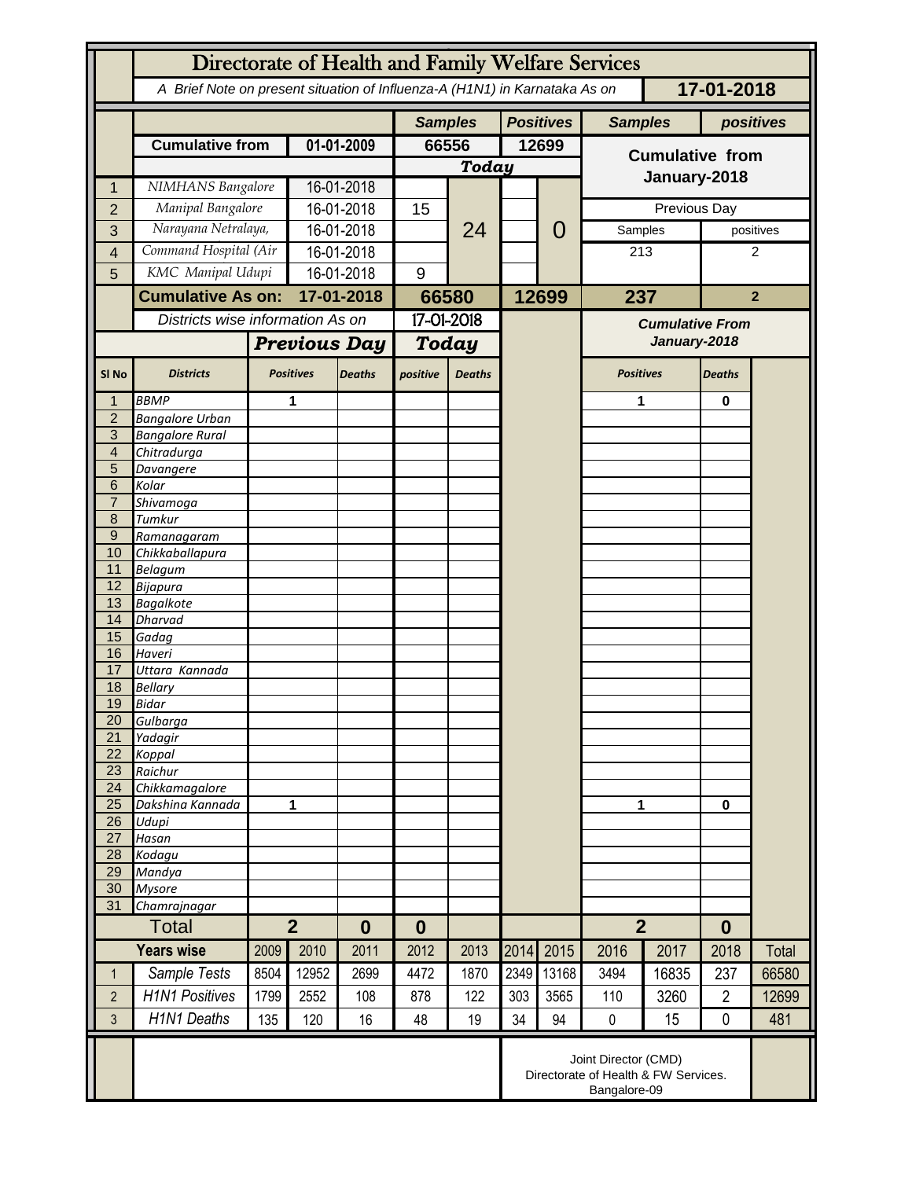# Directorate of Health and Family Welfare Services

*A Brief Note on present situation of Influenza-A (H1N1) in Karnataka As on* **17-01-2018**

| | | | Samples | | Positives | | Samples | positives |
|---|---|---|---|---|---|---|---|---|
| | **Cumulative from** | **01-01-2009** | **66556** | | **12699** | | **Cumulative from January-2018** | |
| | | | ***Today*** | | | | | |
| 1 | *NIMHANS Bangalore* | 16-01-2018 | | 24 | | 0 | | |
| 2 | *Manipal Bangalore* | 16-01-2018 | 15 | | | | Previous Day | |
| 3 | *Narayana Netralaya,* | 16-01-2018 | | | | | Samples | positives |
| 4 | *Command Hospital (Air* | 16-01-2018 | | | | | 213 | 2 |
| 5 | *KMC Manipal Udupi* | 16-01-2018 | 9 | | | | | |
| | **Cumulative As on:** | **17-01-2018** | **66580** | | **12699** | | **237** | **2** |

| Sl No | Districts | Previous Day Positives | Previous Day Deaths | Today positive | Today Deaths | Cumulative From January-2018 Positives | Cumulative From January-2018 Deaths |
|---|---|---|---|---|---|---|---|
| 1 | *BBMP* | 1 | | | | 1 | 0 |
| 2 | *Bangalore Urban* | | | | | | |
| 3 | *Bangalore Rural* | | | | | | |
| 4 | *Chitradurga* | | | | | | |
| 5 | *Davangere* | | | | | | |
| 6 | *Kolar* | | | | | | |
| 7 | *Shivamoga* | | | | | | |
| 8 | *Tumkur* | | | | | | |
| 9 | *Ramanagaram* | | | | | | |
| 10 | *Chikkaballapura* | | | | | | |
| 11 | *Belagum* | | | | | | |
| 12 | *Bijapura* | | | | | | |
| 13 | *Bagalkote* | | | | | | |
| 14 | *Dharvad* | | | | | | |
| 15 | *Gadag* | | | | | | |
| 16 | *Haveri* | | | | | | |
| 17 | *Uttara Kannada* | | | | | | |
| 18 | *Bellary* | | | | | | |
| 19 | *Bidar* | | | | | | |
| 20 | *Gulbarga* | | | | | | |
| 21 | *Yadagir* | | | | | | |
| 22 | *Koppal* | | | | | | |
| 23 | *Raichur* | | | | | | |
| 24 | *Chikkamagalore* | | | | | | |
| 25 | *Dakshina Kannada* | 1 | | | | 1 | 0 |
| 26 | *Udupi* | | | | | | |
| 27 | *Hasan* | | | | | | |
| 28 | *Kodagu* | | | | | | |
| 29 | *Mandya* | | | | | | |
| 30 | *Mysore* | | | | | | |
| 31 | *Chamrajnagar* | | | | | | |
| | **Total** | **2** | **0** | **0** | | **2** | **0** |

| | Years wise | 2009 | 2010 | 2011 | 2012 | 2013 | 2014 | 2015 | 2016 | 2017 | 2018 | Total |
|---|---|---|---|---|---|---|---|---|---|---|---|---|
| 1 | *Sample Tests* | 8504 | 12952 | 2699 | 4472 | 1870 | 2349 | 13168 | 3494 | 16835 | 237 | 66580 |
| 2 | *H1N1 Positives* | 1799 | 2552 | 108 | 878 | 122 | 303 | 3565 | 110 | 3260 | 2 | 12699 |
| 3 | *H1N1 Deaths* | 135 | 120 | 16 | 48 | 19 | 34 | 94 | 0 | 15 | 0 | 481 |

Joint Director (CMD)
Directorate of Health & FW Services.
Bangalore-09